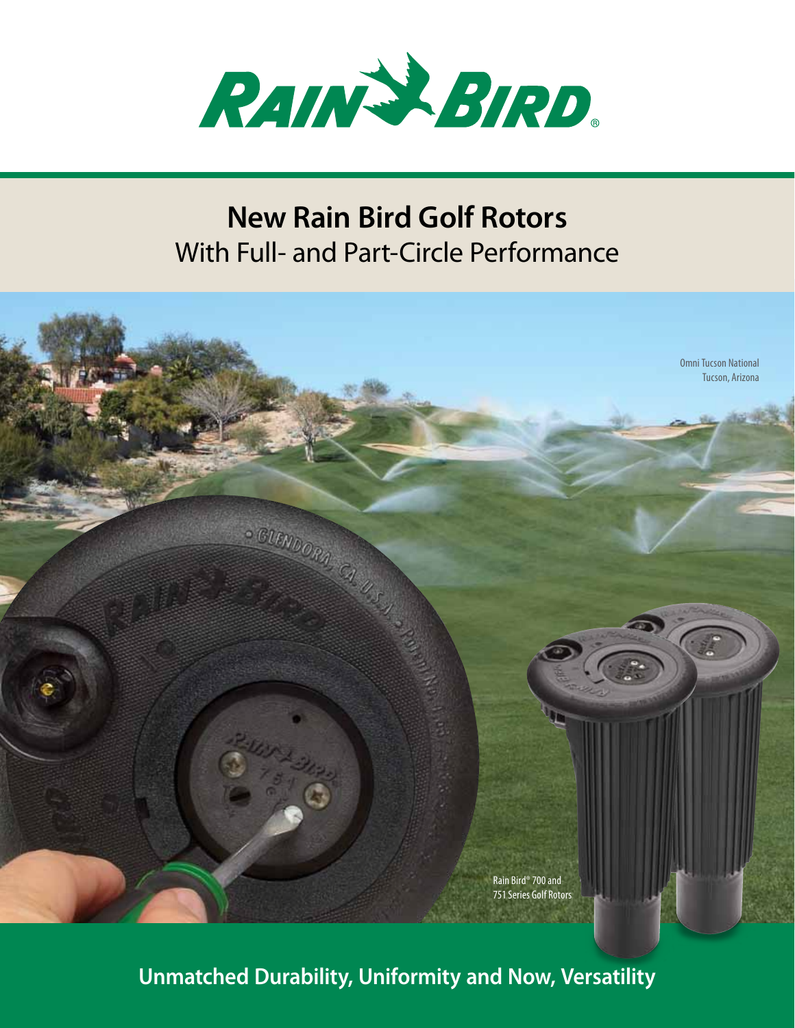# New Rain Bird Golf Rotors

## With Full- and Part-Circle Performance

Omni Tucson National
Tucson, Arizona

Rain Bird® 700 and 751 Series Golf Rotors

**Unmatched Durability, Uniformity and Now, Versatility**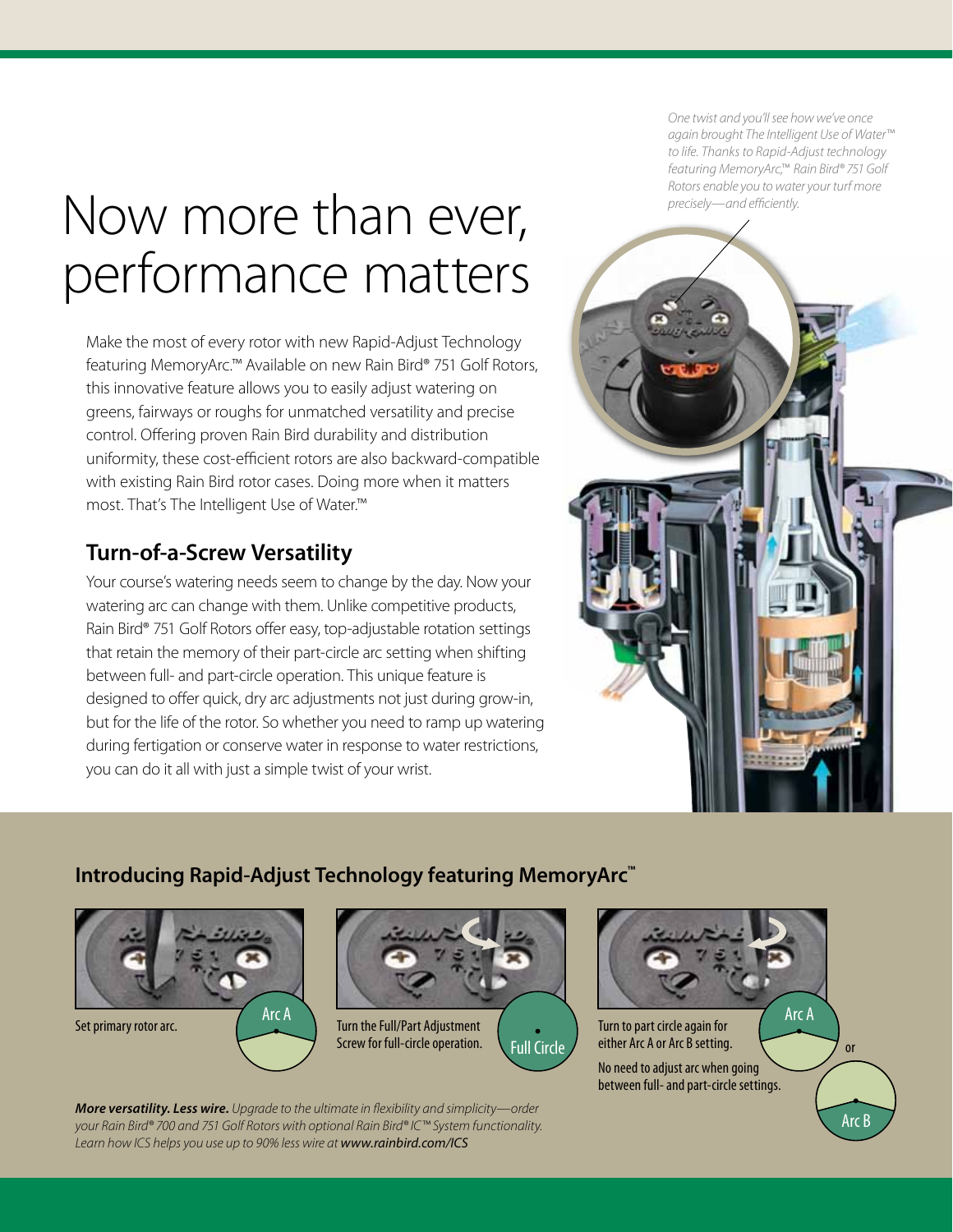# Now more than ever, performance matters

*One twist and you'll see how we've once again brought The Intelligent Use of Water™ to life. Thanks to Rapid-Adjust technology featuring MemoryArc,™ Rain Bird® 751 Golf Rotors enable you to water your turf more precisely—and efficiently.*

Make the most of every rotor with new Rapid-Adjust Technology featuring MemoryArc.™ Available on new Rain Bird® 751 Golf Rotors, this innovative feature allows you to easily adjust watering on greens, fairways or roughs for unmatched versatility and precise control. Offering proven Rain Bird durability and distribution uniformity, these cost-efficient rotors are also backward-compatible with existing Rain Bird rotor cases. Doing more when it matters most. That's The Intelligent Use of Water.™

## Turn-of-a-Screw Versatility

Your course's watering needs seem to change by the day. Now your watering arc can change with them. Unlike competitive products, Rain Bird® 751 Golf Rotors offer easy, top-adjustable rotation settings that retain the memory of their part-circle arc setting when shifting between full- and part-circle operation. This unique feature is designed to offer quick, dry arc adjustments not just during grow-in, but for the life of the rotor. So whether you need to ramp up watering during fertigation or conserve water in response to water restrictions, you can do it all with just a simple twist of your wrist.

## Introducing Rapid-Adjust Technology featuring MemoryArc™

Set primary rotor arc. — Arc A

Turn the Full/Part Adjustment Screw for full-circle operation. — Full Circle

Turn to part circle again for either Arc A or Arc B setting. — Arc A or Arc B

No need to adjust arc when going between full- and part-circle settings.

***More versatility. Less wire.*** *Upgrade to the ultimate in flexibility and simplicity—order your Rain Bird® 700 and 751 Golf Rotors with optional Rain Bird® IC™ System functionality. Learn how ICS helps you use up to 90% less wire at* ***www.rainbird.com/ICS***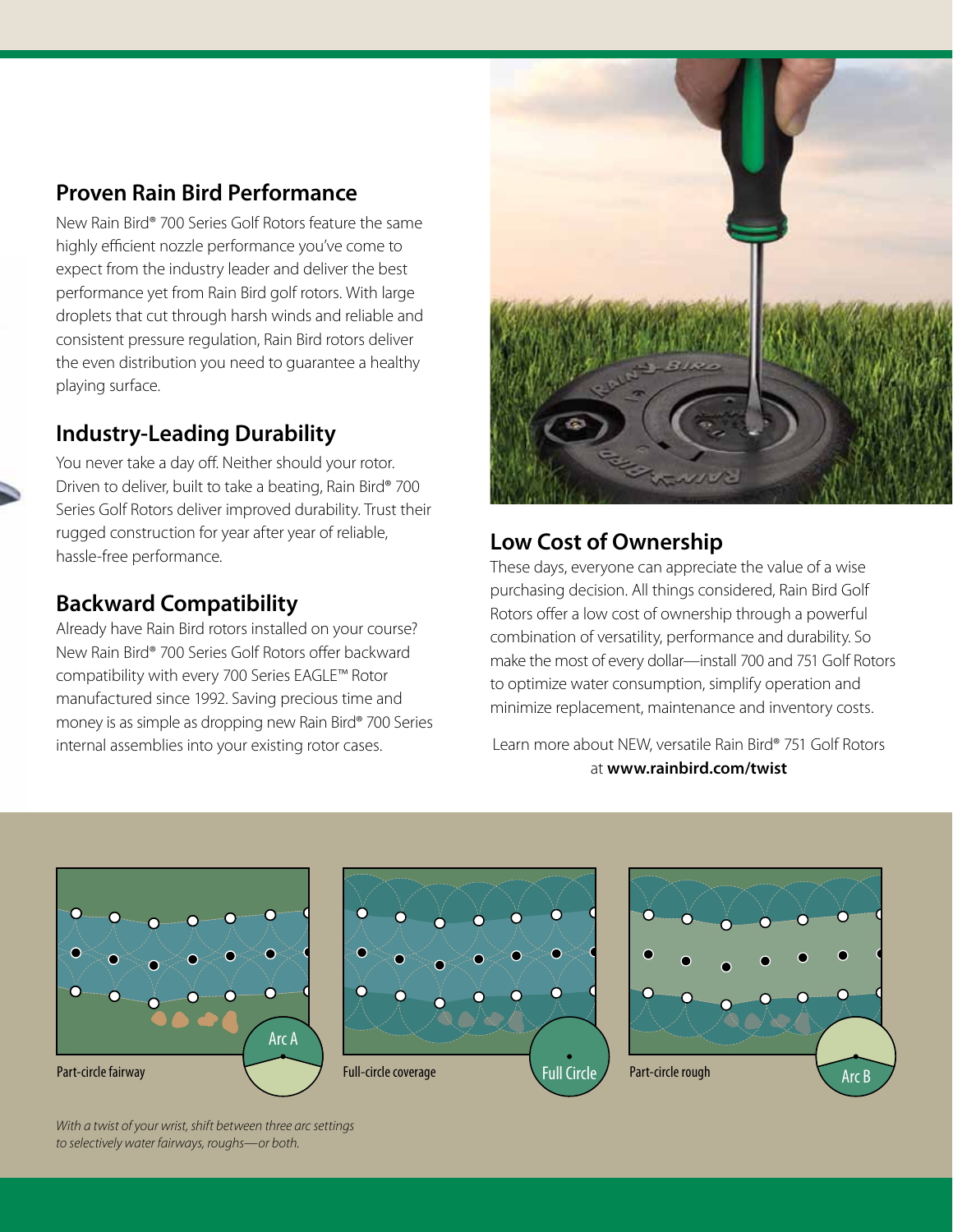## Proven Rain Bird Performance

New Rain Bird® 700 Series Golf Rotors feature the same highly efficient nozzle performance you've come to expect from the industry leader and deliver the best performance yet from Rain Bird golf rotors. With large droplets that cut through harsh winds and reliable and consistent pressure regulation, Rain Bird rotors deliver the even distribution you need to guarantee a healthy playing surface.

## Industry-Leading Durability

You never take a day off. Neither should your rotor. Driven to deliver, built to take a beating, Rain Bird® 700 Series Golf Rotors deliver improved durability. Trust their rugged construction for year after year of reliable, hassle-free performance.

## Backward Compatibility

Already have Rain Bird rotors installed on your course? New Rain Bird® 700 Series Golf Rotors offer backward compatibility with every 700 Series EAGLE™ Rotor manufactured since 1992. Saving precious time and money is as simple as dropping new Rain Bird® 700 Series internal assemblies into your existing rotor cases.

## Low Cost of Ownership

These days, everyone can appreciate the value of a wise purchasing decision. All things considered, Rain Bird Golf Rotors offer a low cost of ownership through a powerful combination of versatility, performance and durability. So make the most of every dollar—install 700 and 751 Golf Rotors to optimize water consumption, simplify operation and minimize replacement, maintenance and inventory costs.

Learn more about NEW, versatile Rain Bird® 751 Golf Rotors at **www.rainbird.com/twist**

Arc A — Part-circle fairway

Full Circle — Full-circle coverage

Arc B — Part-circle rough

*With a twist of your wrist, shift between three arc settings to selectively water fairways, roughs—or both.*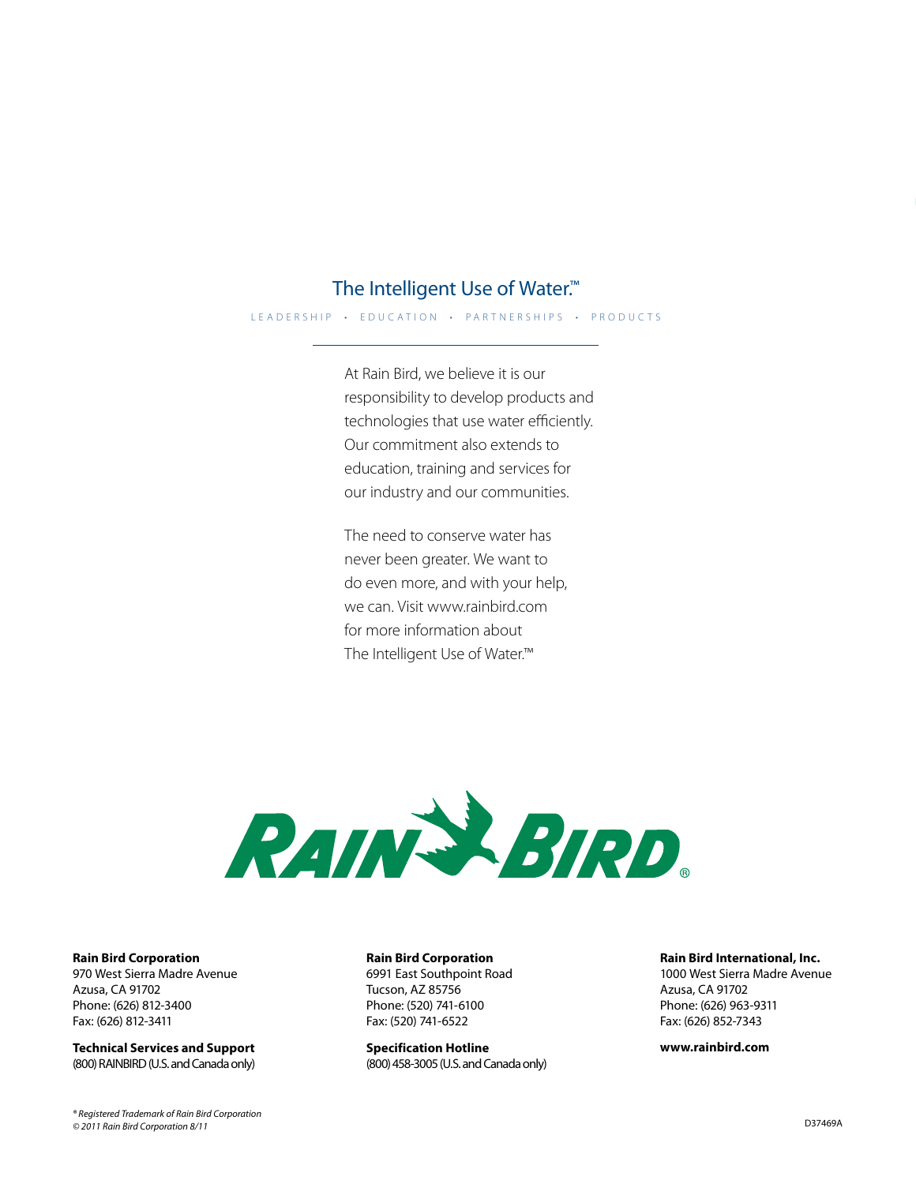The Intelligent Use of Water.™

LEADERSHIP • EDUCATION • PARTNERSHIPS • PRODUCTS

At Rain Bird, we believe it is our responsibility to develop products and technologies that use water efficiently. Our commitment also extends to education, training and services for our industry and our communities.

The need to conserve water has never been greater. We want to do even more, and with your help, we can. Visit www.rainbird.com for more information about The Intelligent Use of Water.™

RAIN BIRD®

**Rain Bird Corporation**
970 West Sierra Madre Avenue
Azusa, CA 91702
Phone: (626) 812-3400
Fax: (626) 812-3411

**Technical Services and Support**
(800) RAINBIRD (U.S. and Canada only)

**Rain Bird Corporation**
6991 East Southpoint Road
Tucson, AZ 85756
Phone: (520) 741-6100
Fax: (520) 741-6522

**Specification Hotline**
(800) 458-3005 (U.S. and Canada only)

**Rain Bird International, Inc.**
1000 West Sierra Madre Avenue
Azusa, CA 91702
Phone: (626) 963-9311
Fax: (626) 852-7343

**www.rainbird.com**

*® Registered Trademark of Rain Bird Corporation*
*© 2011 Rain Bird Corporation 8/11*

D37469A